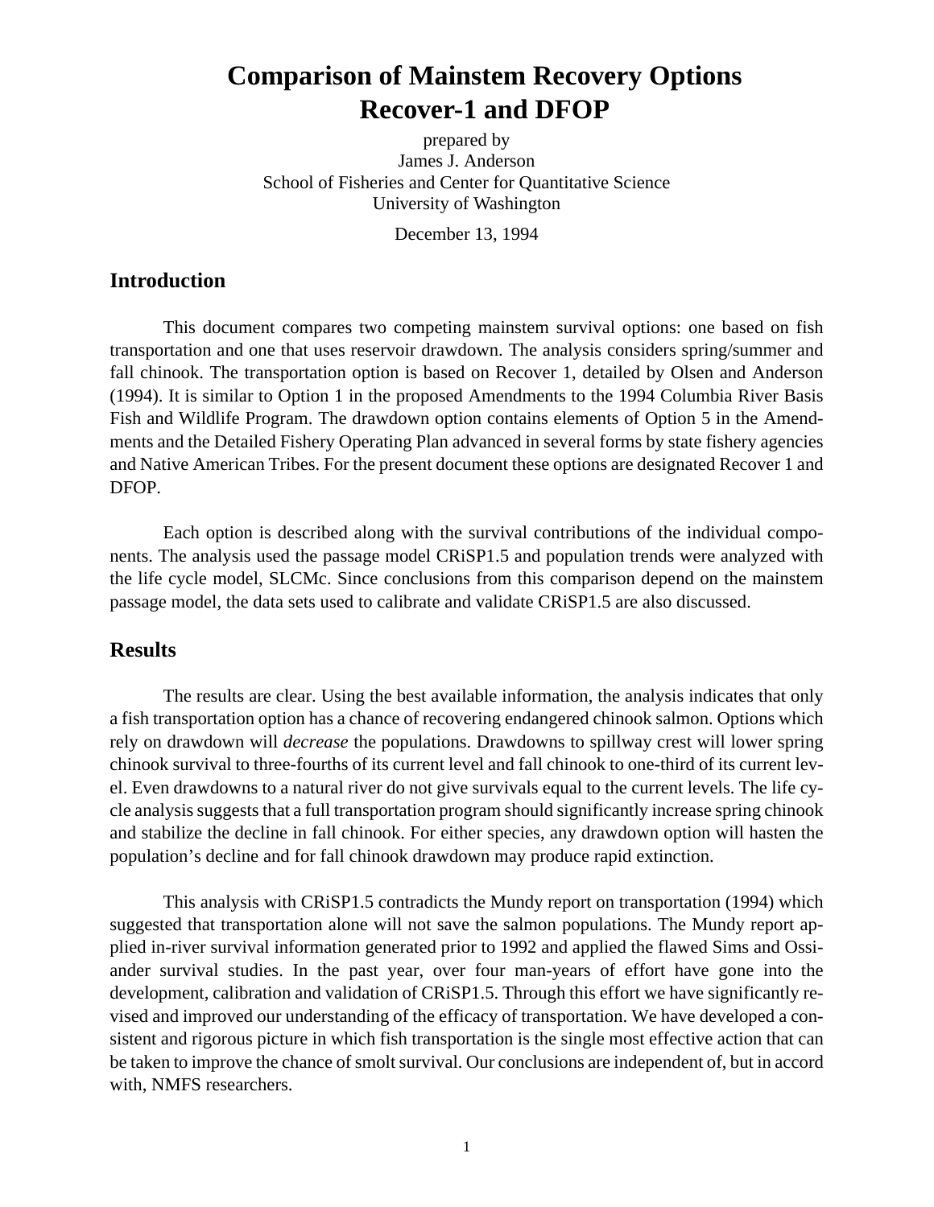# Comparison of Mainstem Recovery Options Recover-1 and DFOP

prepared by
James J. Anderson
School of Fisheries and Center for Quantitative Science
University of Washington

December 13, 1994

## Introduction

This document compares two competing mainstem survival options: one based on fish transportation and one that uses reservoir drawdown. The analysis considers spring/summer and fall chinook. The transportation option is based on Recover 1, detailed by Olsen and Anderson (1994). It is similar to Option 1 in the proposed Amendments to the 1994 Columbia River Basis Fish and Wildlife Program. The drawdown option contains elements of Option 5 in the Amendments and the Detailed Fishery Operating Plan advanced in several forms by state fishery agencies and Native American Tribes. For the present document these options are designated Recover 1 and DFOP.

Each option is described along with the survival contributions of the individual components. The analysis used the passage model CRiSP1.5 and population trends were analyzed with the life cycle model, SLCMc. Since conclusions from this comparison depend on the mainstem passage model, the data sets used to calibrate and validate CRiSP1.5 are also discussed.

## Results

The results are clear. Using the best available information, the analysis indicates that only a fish transportation option has a chance of recovering endangered chinook salmon. Options which rely on drawdown will *decrease* the populations. Drawdowns to spillway crest will lower spring chinook survival to three-fourths of its current level and fall chinook to one-third of its current level. Even drawdowns to a natural river do not give survivals equal to the current levels. The life cycle analysis suggests that a full transportation program should significantly increase spring chinook and stabilize the decline in fall chinook. For either species, any drawdown option will hasten the population's decline and for fall chinook drawdown may produce rapid extinction.

This analysis with CRiSP1.5 contradicts the Mundy report on transportation (1994) which suggested that transportation alone will not save the salmon populations. The Mundy report applied in-river survival information generated prior to 1992 and applied the flawed Sims and Ossiander survival studies. In the past year, over four man-years of effort have gone into the development, calibration and validation of CRiSP1.5. Through this effort we have significantly revised and improved our understanding of the efficacy of transportation. We have developed a consistent and rigorous picture in which fish transportation is the single most effective action that can be taken to improve the chance of smolt survival. Our conclusions are independent of, but in accord with, NMFS researchers.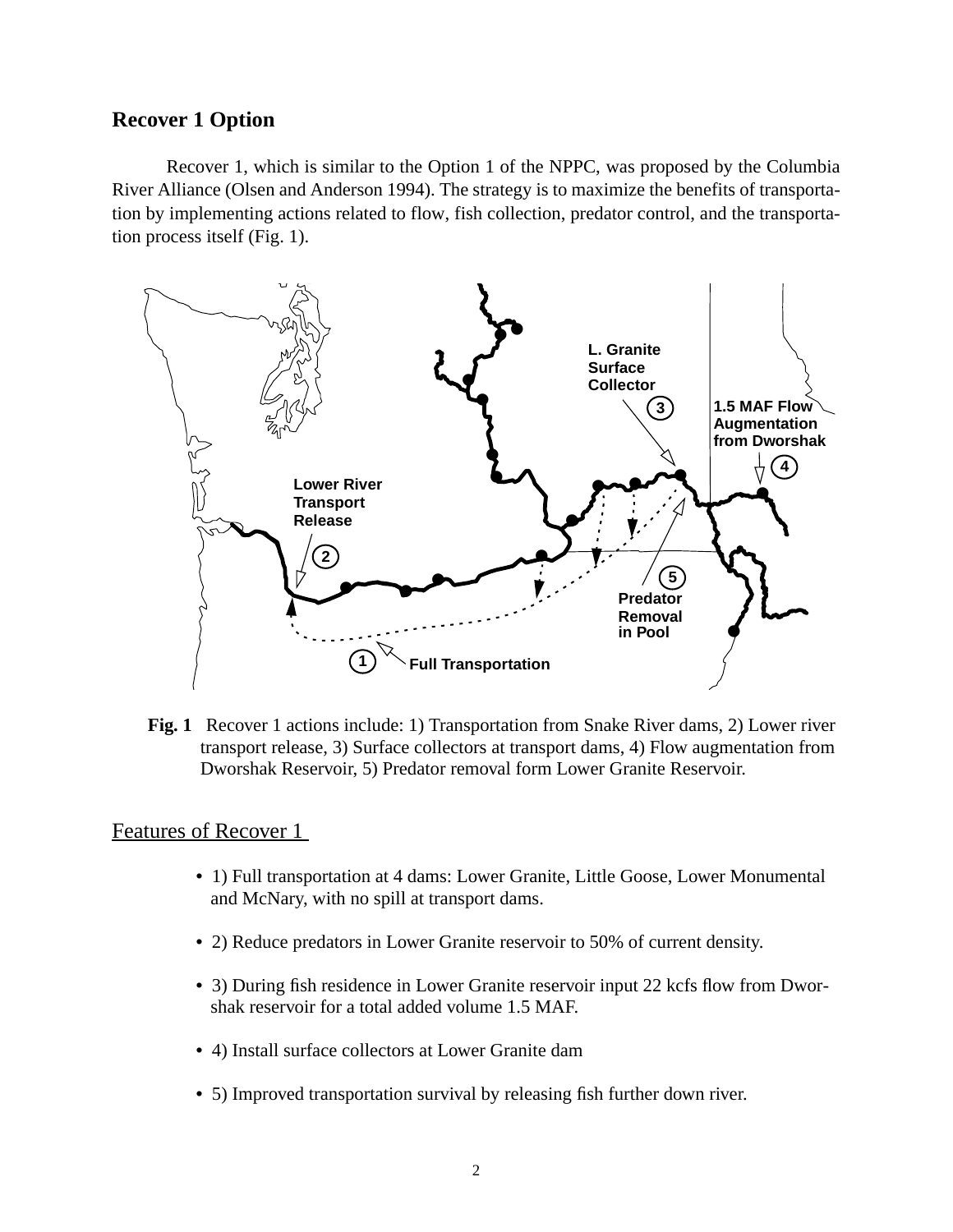## Recover 1 Option

Recover 1, which is similar to the Option 1 of the NPPC, was proposed by the Columbia River Alliance (Olsen and Anderson 1994). The strategy is to maximize the benefits of transportation by implementing actions related to flow, fish collection, predator control, and the transportation process itself (Fig. 1).

**Fig. 1** Recover 1 actions include: 1) Transportation from Snake River dams, 2) Lower river transport release, 3) Surface collectors at transport dams, 4) Flow augmentation from Dworshak Reservoir, 5) Predator removal form Lower Granite Reservoir.

### Features of Recover 1

- 1) Full transportation at 4 dams: Lower Granite, Little Goose, Lower Monumental and McNary, with no spill at transport dams.
- 2) Reduce predators in Lower Granite reservoir to 50% of current density.
- 3) During fish residence in Lower Granite reservoir input 22 kcfs flow from Dworshak reservoir for a total added volume 1.5 MAF.
- 4) Install surface collectors at Lower Granite dam
- 5) Improved transportation survival by releasing fish further down river.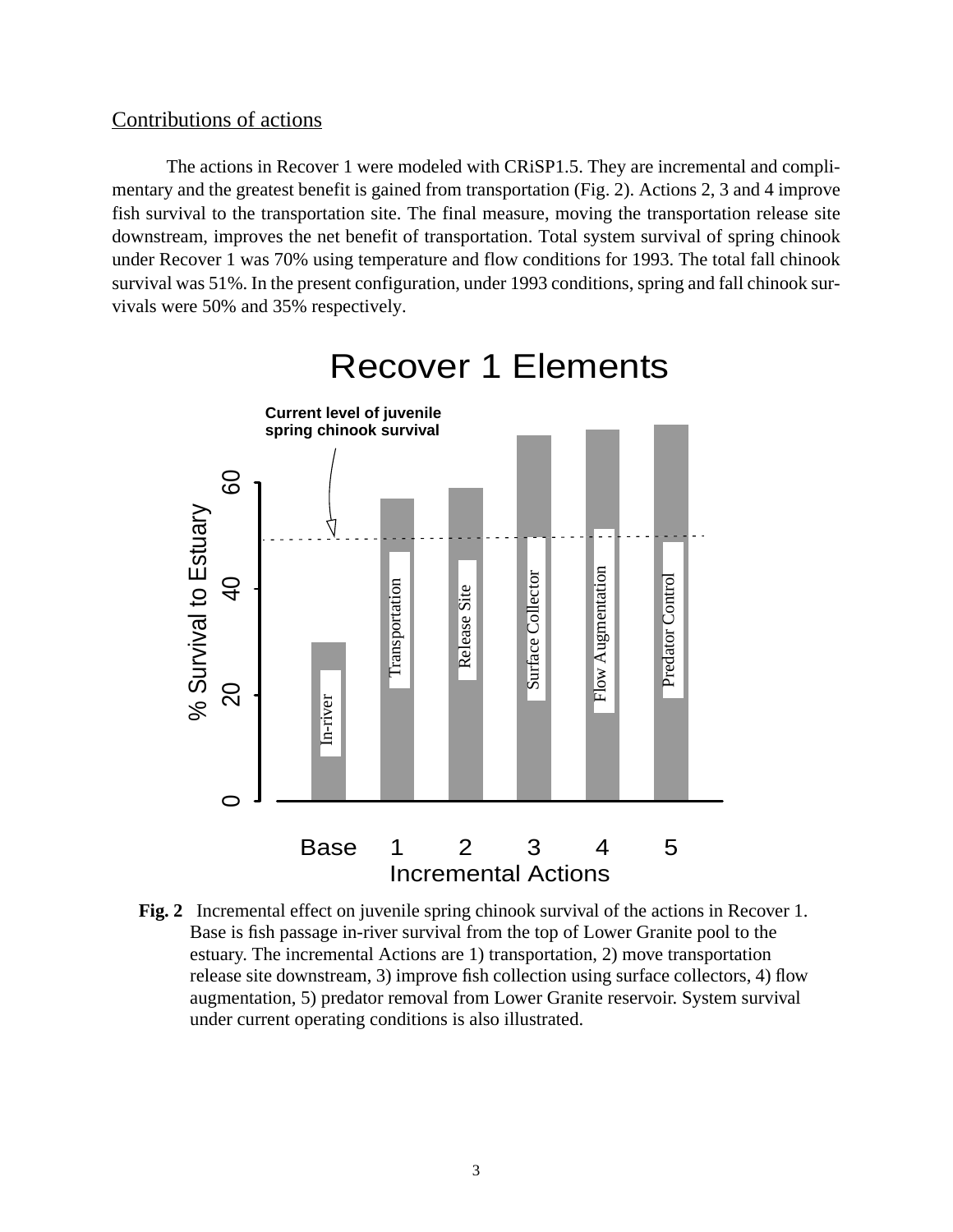## Contributions of actions

The actions in Recover 1 were modeled with CRiSP1.5. They are incremental and complimentary and the greatest benefit is gained from transportation (Fig. 2). Actions 2, 3 and 4 improve fish survival to the transportation site. The final measure, moving the transportation release site downstream, improves the net benefit of transportation. Total system survival of spring chinook under Recover 1 was 70% using temperature and flow conditions for 1993. The total fall chinook survival was 51%. In the present configuration, under 1993 conditions, spring and fall chinook survivals were 50% and 35% respectively.

**Fig. 2** Incremental effect on juvenile spring chinook survival of the actions in Recover 1. Base is fish passage in-river survival from the top of Lower Granite pool to the estuary. The incremental Actions are 1) transportation, 2) move transportation release site downstream, 3) improve fish collection using surface collectors, 4) flow augmentation, 5) predator removal from Lower Granite reservoir. System survival under current operating conditions is also illustrated.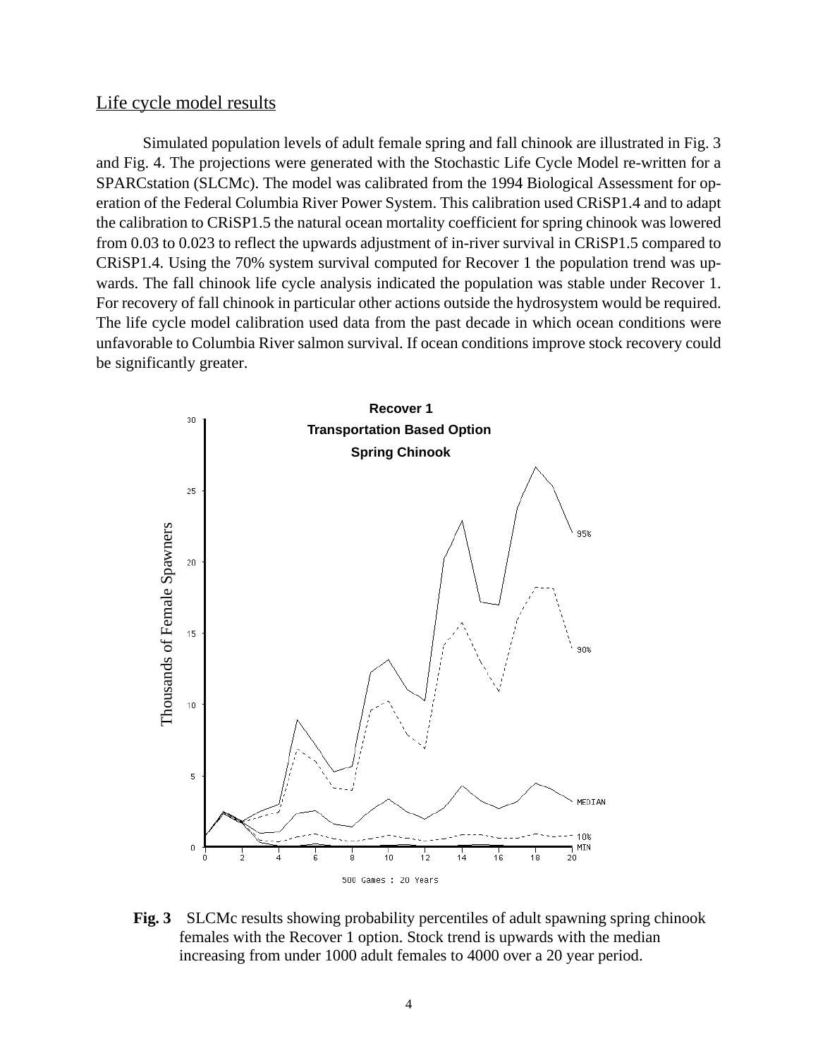## Life cycle model results

Simulated population levels of adult female spring and fall chinook are illustrated in Fig. 3 and Fig. 4. The projections were generated with the Stochastic Life Cycle Model re-written for a SPARCstation (SLCMc). The model was calibrated from the 1994 Biological Assessment for operation of the Federal Columbia River Power System. This calibration used CRiSP1.4 and to adapt the calibration to CRiSP1.5 the natural ocean mortality coefficient for spring chinook was lowered from 0.03 to 0.023 to reflect the upwards adjustment of in-river survival in CRiSP1.5 compared to CRiSP1.4. Using the 70% system survival computed for Recover 1 the population trend was upwards. The fall chinook life cycle analysis indicated the population was stable under Recover 1. For recovery of fall chinook in particular other actions outside the hydrosystem would be required. The life cycle model calibration used data from the past decade in which ocean conditions were unfavorable to Columbia River salmon survival. If ocean conditions improve stock recovery could be significantly greater.

**Fig. 3** SLCMc results showing probability percentiles of adult spawning spring chinook females with the Recover 1 option. Stock trend is upwards with the median increasing from under 1000 adult females to 4000 over a 20 year period.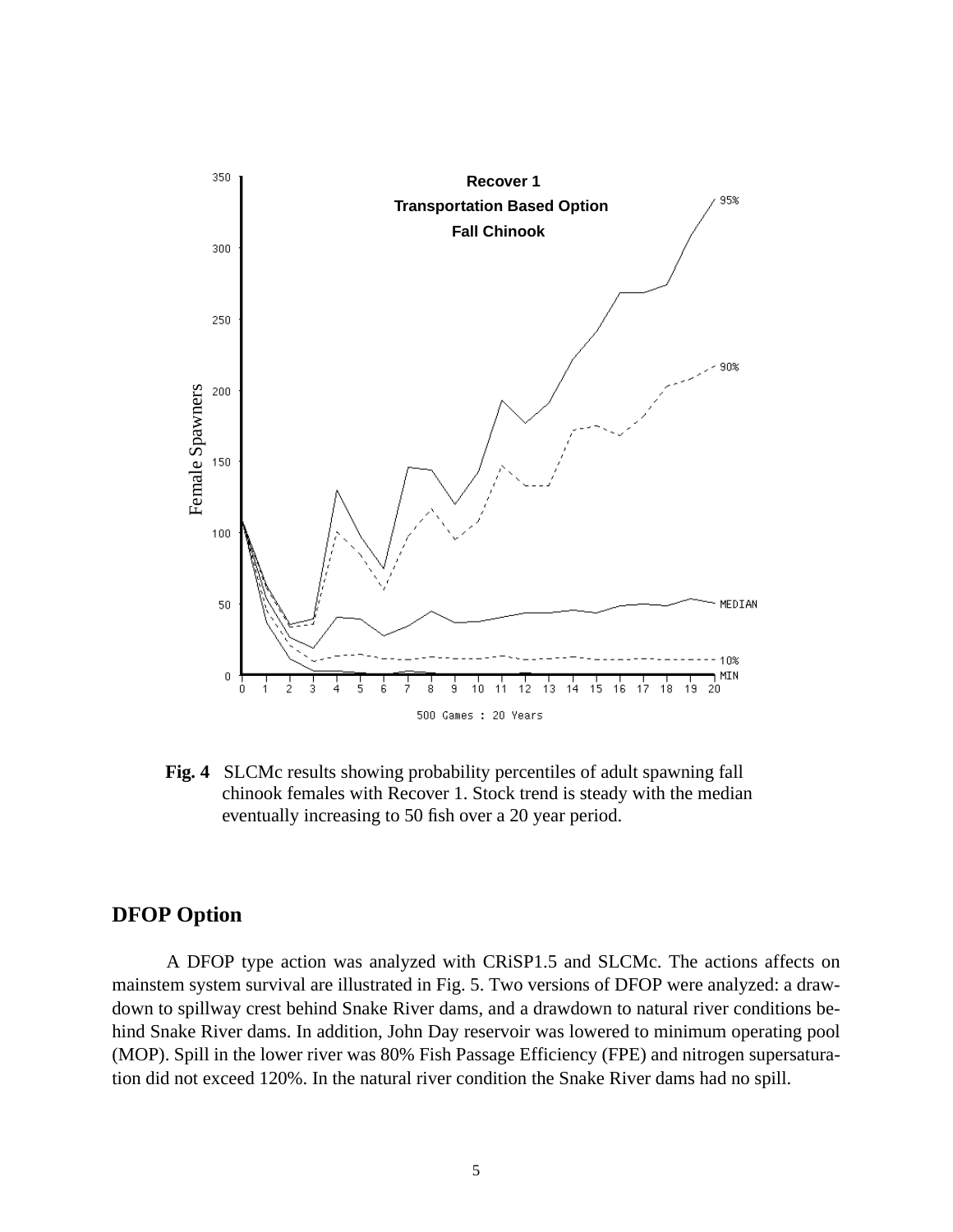**Fig. 4** SLCMc results showing probability percentiles of adult spawning fall chinook females with Recover 1. Stock trend is steady with the median eventually increasing to 50 fish over a 20 year period.

## DFOP Option

A DFOP type action was analyzed with CRiSP1.5 and SLCMc. The actions affects on mainstem system survival are illustrated in Fig. 5. Two versions of DFOP were analyzed: a drawdown to spillway crest behind Snake River dams, and a drawdown to natural river conditions behind Snake River dams. In addition, John Day reservoir was lowered to minimum operating pool (MOP). Spill in the lower river was 80% Fish Passage Efficiency (FPE) and nitrogen supersaturation did not exceed 120%. In the natural river condition the Snake River dams had no spill.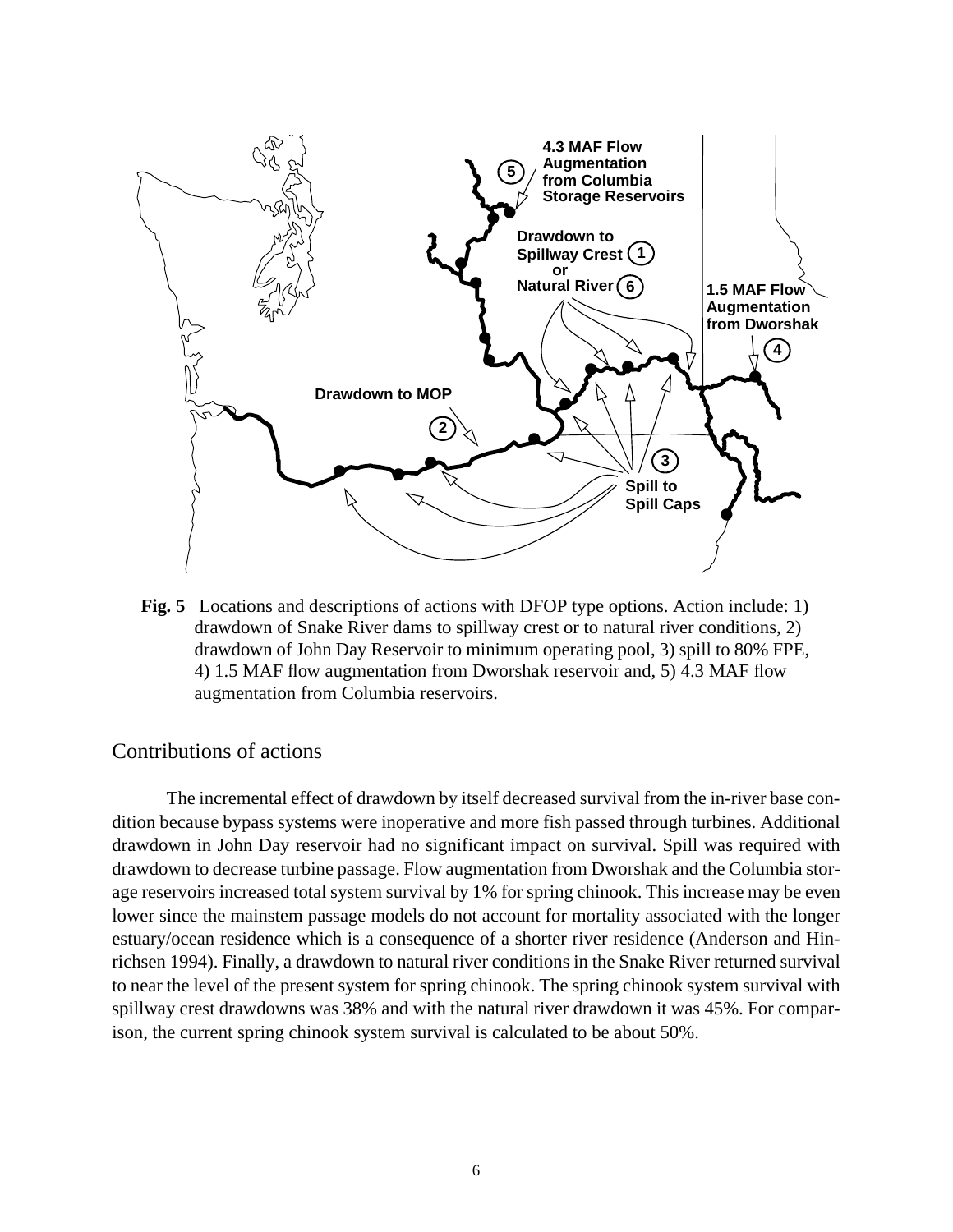**Fig. 5** Locations and descriptions of actions with DFOP type options. Action include: 1) drawdown of Snake River dams to spillway crest or to natural river conditions, 2) drawdown of John Day Reservoir to minimum operating pool, 3) spill to 80% FPE, 4) 1.5 MAF flow augmentation from Dworshak reservoir and, 5) 4.3 MAF flow augmentation from Columbia reservoirs.

## Contributions of actions

The incremental effect of drawdown by itself decreased survival from the in-river base condition because bypass systems were inoperative and more fish passed through turbines. Additional drawdown in John Day reservoir had no significant impact on survival. Spill was required with drawdown to decrease turbine passage. Flow augmentation from Dworshak and the Columbia storage reservoirs increased total system survival by 1% for spring chinook. This increase may be even lower since the mainstem passage models do not account for mortality associated with the longer estuary/ocean residence which is a consequence of a shorter river residence (Anderson and Hinrichsen 1994). Finally, a drawdown to natural river conditions in the Snake River returned survival to near the level of the present system for spring chinook. The spring chinook system survival with spillway crest drawdowns was 38% and with the natural river drawdown it was 45%. For comparison, the current spring chinook system survival is calculated to be about 50%.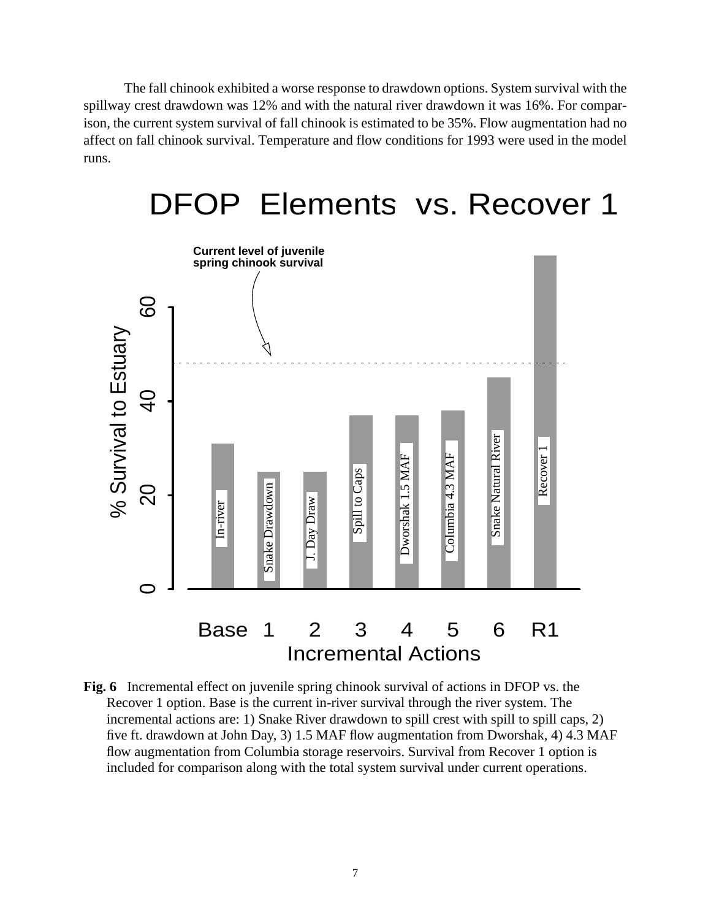The fall chinook exhibited a worse response to drawdown options. System survival with the spillway crest drawdown was 12% and with the natural river drawdown it was 16%. For comparison, the current system survival of fall chinook is estimated to be 35%. Flow augmentation had no affect on fall chinook survival. Temperature and flow conditions for 1993 were used in the model runs.

**Fig. 6** Incremental effect on juvenile spring chinook survival of actions in DFOP vs. the Recover 1 option. Base is the current in-river survival through the river system. The incremental actions are: 1) Snake River drawdown to spill crest with spill to spill caps, 2) five ft. drawdown at John Day, 3) 1.5 MAF flow augmentation from Dworshak, 4) 4.3 MAF flow augmentation from Columbia storage reservoirs. Survival from Recover 1 option is included for comparison along with the total system survival under current operations.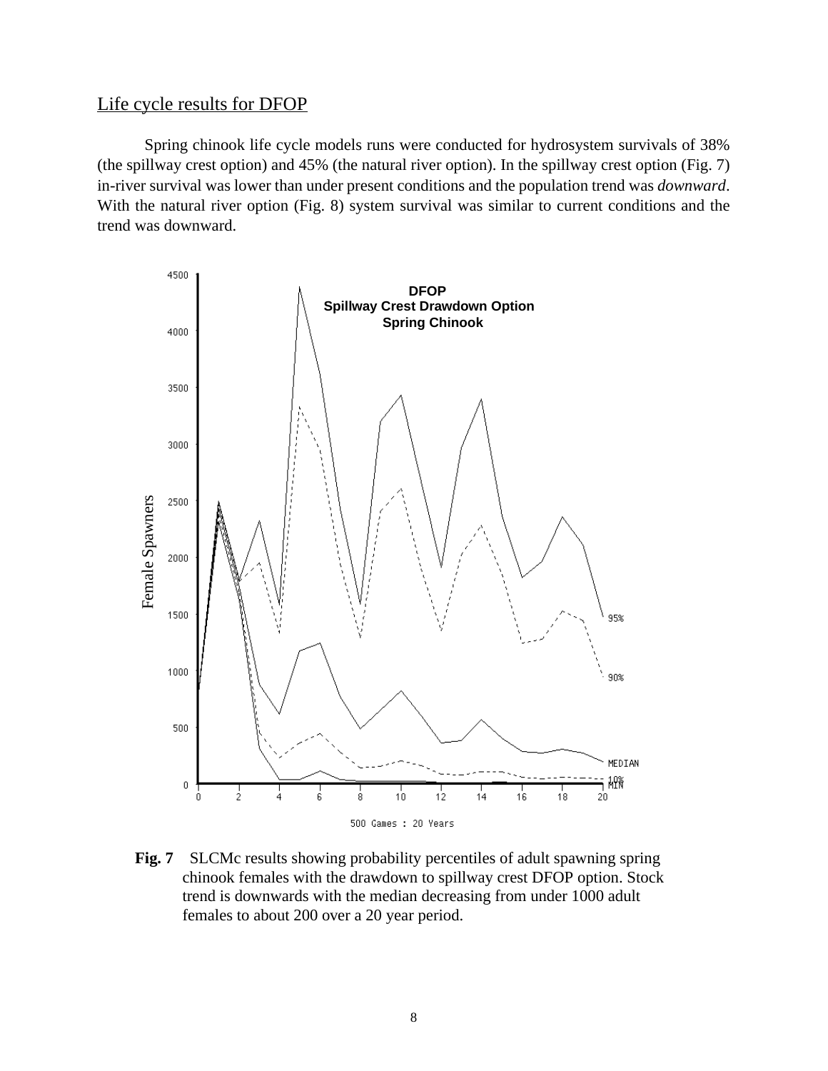## Life cycle results for DFOP

Spring chinook life cycle models runs were conducted for hydrosystem survivals of 38% (the spillway crest option) and 45% (the natural river option). In the spillway crest option (Fig. 7) in-river survival was lower than under present conditions and the population trend was *downward*. With the natural river option (Fig. 8) system survival was similar to current conditions and the trend was downward.

**Fig. 7** SLCMc results showing probability percentiles of adult spawning spring chinook females with the drawdown to spillway crest DFOP option. Stock trend is downwards with the median decreasing from under 1000 adult females to about 200 over a 20 year period.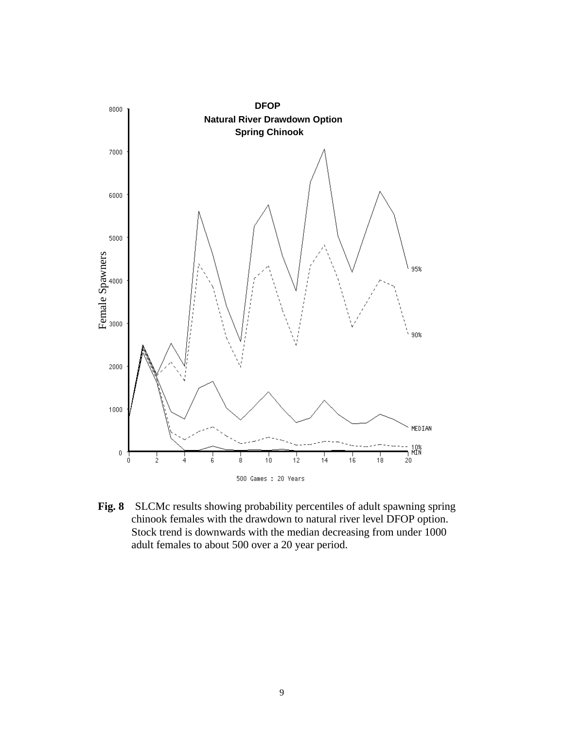DFOP
Natural River Drawdown Option
Spring Chinook

Female Spawners

500 Games : 20 Years

**Fig. 8** SLCMc results showing probability percentiles of adult spawning spring chinook females with the drawdown to natural river level DFOP option. Stock trend is downwards with the median decreasing from under 1000 adult females to about 500 over a 20 year period.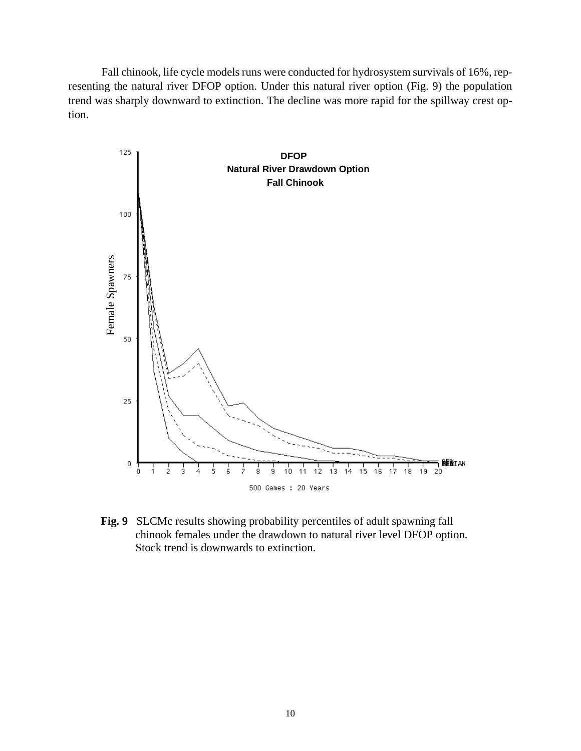Fall chinook, life cycle models runs were conducted for hydrosystem survivals of 16%, representing the natural river DFOP option. Under this natural river option (Fig. 9) the population trend was sharply downward to extinction. The decline was more rapid for the spillway crest option.

**Fig. 9** SLCMc results showing probability percentiles of adult spawning fall chinook females under the drawdown to natural river level DFOP option. Stock trend is downwards to extinction.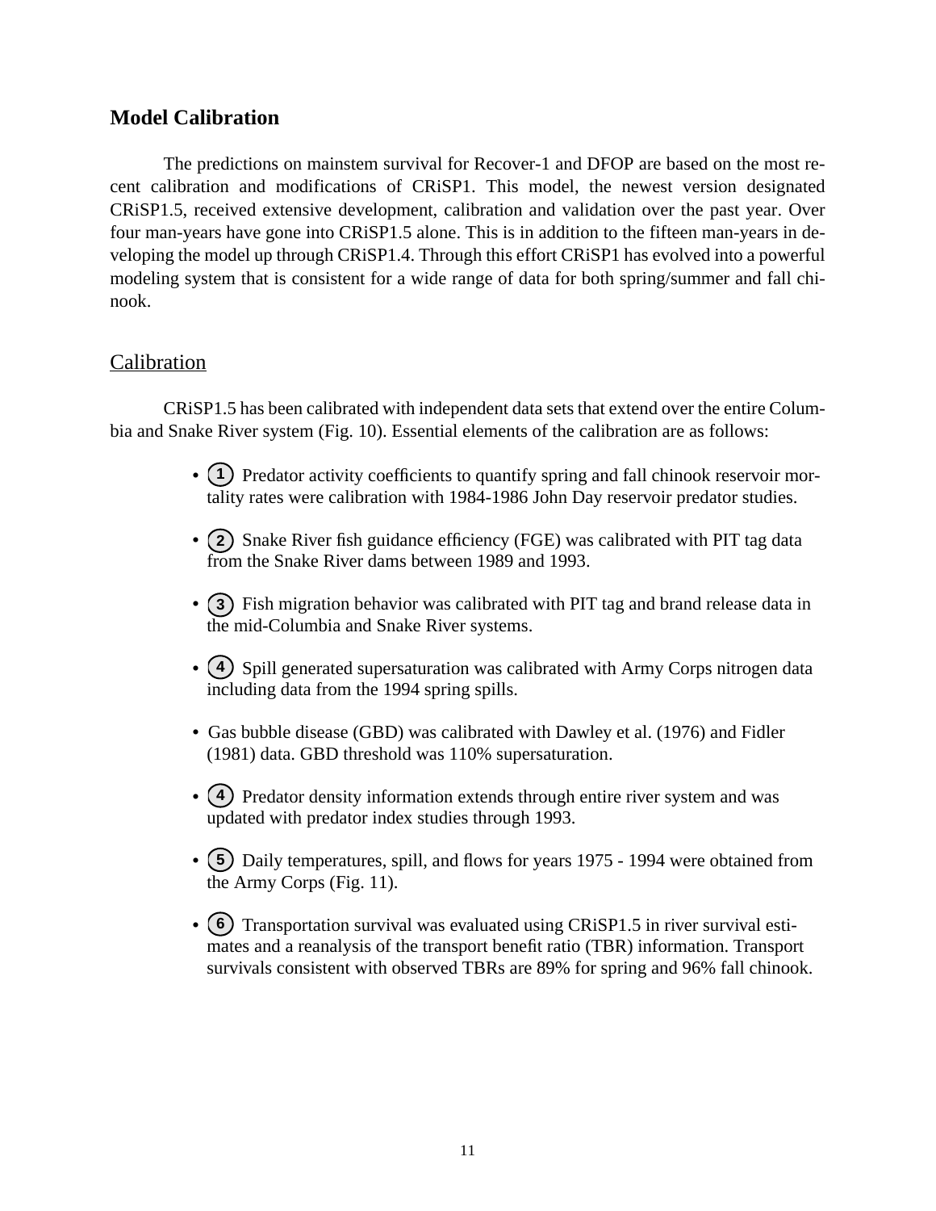## Model Calibration

The predictions on mainstem survival for Recover-1 and DFOP are based on the most recent calibration and modifications of CRiSP1. This model, the newest version designated CRiSP1.5, received extensive development, calibration and validation over the past year. Over four man-years have gone into CRiSP1.5 alone. This is in addition to the fifteen man-years in developing the model up through CRiSP1.4. Through this effort CRiSP1 has evolved into a powerful modeling system that is consistent for a wide range of data for both spring/summer and fall chinook.

### Calibration

CRiSP1.5 has been calibrated with independent data sets that extend over the entire Columbia and Snake River system (Fig. 10). Essential elements of the calibration are as follows:

- (1) Predator activity coefficients to quantify spring and fall chinook reservoir mortality rates were calibration with 1984-1986 John Day reservoir predator studies.
- (2) Snake River fish guidance efficiency (FGE) was calibrated with PIT tag data from the Snake River dams between 1989 and 1993.
- (3) Fish migration behavior was calibrated with PIT tag and brand release data in the mid-Columbia and Snake River systems.
- (4) Spill generated supersaturation was calibrated with Army Corps nitrogen data including data from the 1994 spring spills.
- Gas bubble disease (GBD) was calibrated with Dawley et al. (1976) and Fidler (1981) data. GBD threshold was 110% supersaturation.
- (4) Predator density information extends through entire river system and was updated with predator index studies through 1993.
- (5) Daily temperatures, spill, and flows for years 1975 - 1994 were obtained from the Army Corps (Fig. 11).
- (6) Transportation survival was evaluated using CRiSP1.5 in river survival estimates and a reanalysis of the transport benefit ratio (TBR) information. Transport survivals consistent with observed TBRs are 89% for spring and 96% fall chinook.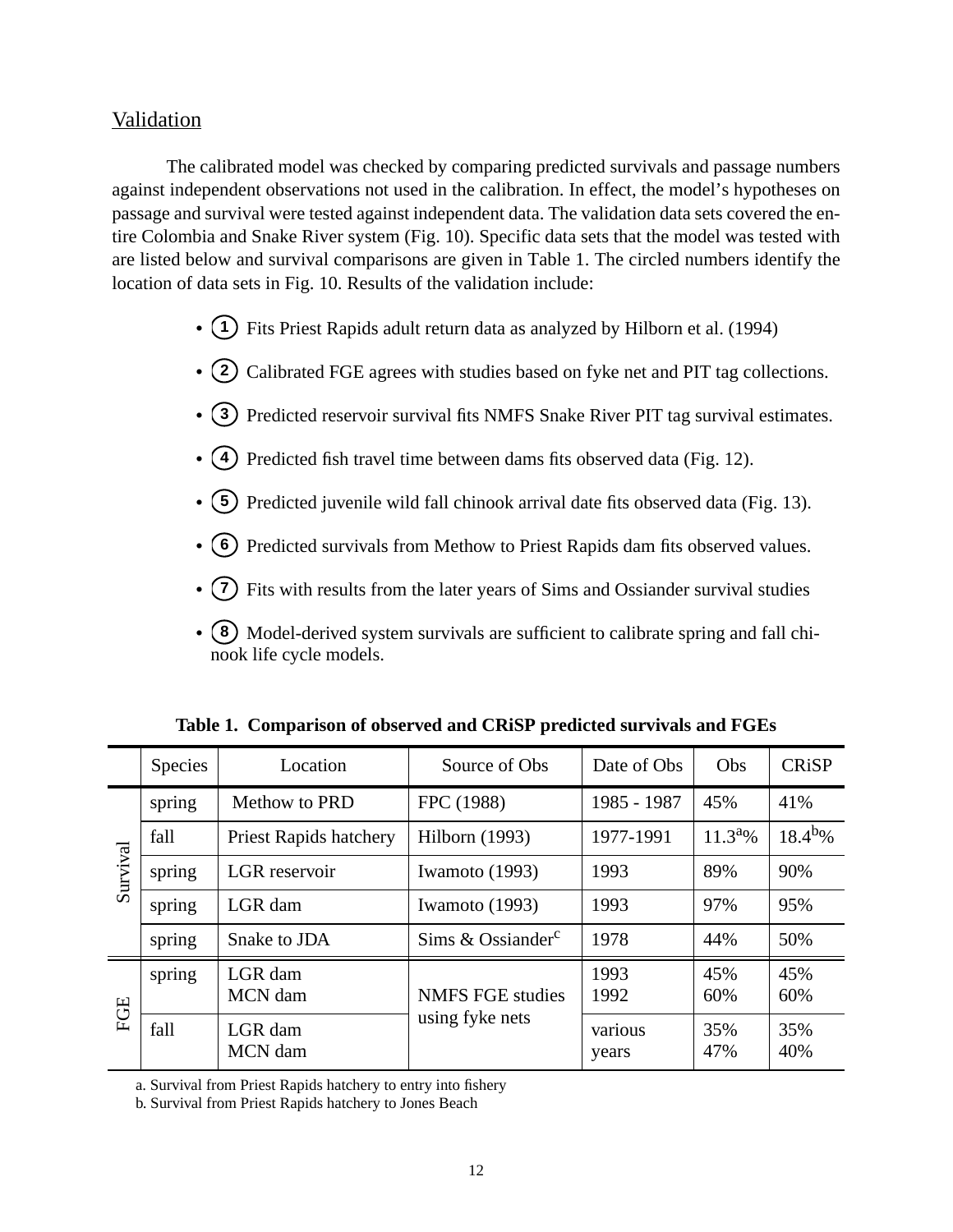## Validation

The calibrated model was checked by comparing predicted survivals and passage numbers against independent observations not used in the calibration. In effect, the model's hypotheses on passage and survival were tested against independent data. The validation data sets covered the entire Colombia and Snake River system (Fig. 10). Specific data sets that the model was tested with are listed below and survival comparisons are given in Table 1. The circled numbers identify the location of data sets in Fig. 10. Results of the validation include:

- (1) Fits Priest Rapids adult return data as analyzed by Hilborn et al. (1994)
- (2) Calibrated FGE agrees with studies based on fyke net and PIT tag collections.
- (3) Predicted reservoir survival fits NMFS Snake River PIT tag survival estimates.
- (4) Predicted fish travel time between dams fits observed data (Fig. 12).
- (5) Predicted juvenile wild fall chinook arrival date fits observed data (Fig. 13).
- (6) Predicted survivals from Methow to Priest Rapids dam fits observed values.
- (7) Fits with results from the later years of Sims and Ossiander survival studies
- (8) Model-derived system survivals are sufficient to calibrate spring and fall chinook life cycle models.

**Table 1. Comparison of observed and CRiSP predicted survivals and FGEs**

| | Species | Location | Source of Obs | Date of Obs | Obs | CRiSP |
|---|---|---|---|---|---|---|
| Survival | spring | Methow to PRD | FPC (1988) | 1985 - 1987 | 45% | 41% |
| | fall | Priest Rapids hatchery | Hilborn (1993) | 1977-1991 | 11.3[a]% | 18.4[b]% |
| | spring | LGR reservoir | Iwamoto (1993) | 1993 | 89% | 90% |
| | spring | LGR dam | Iwamoto (1993) | 1993 | 97% | 95% |
| | spring | Snake to JDA | Sims & Ossiander[c] | 1978 | 44% | 50% |
| FGE | spring | LGR dam<br>MCN dam | NMFS FGE studies using fyke nets | 1993<br>1992 | 45%<br>60% | 45%<br>60% |
| | fall | LGR dam<br>MCN dam | NMFS FGE studies using fyke nets | various years | 35%<br>47% | 35%<br>40% |

a. Survival from Priest Rapids hatchery to entry into fishery

b. Survival from Priest Rapids hatchery to Jones Beach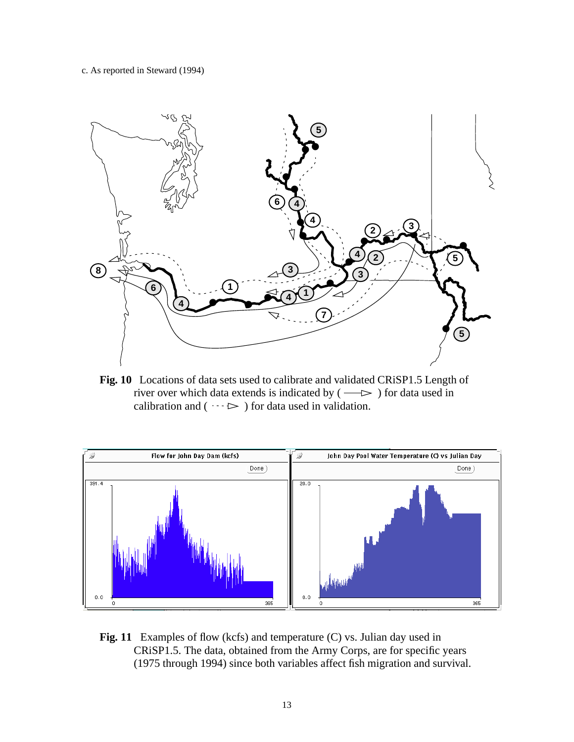c. As reported in Steward (1994)

**Fig. 10** Locations of data sets used to calibrate and validated CRiSP1.5 Length of river over which data extends is indicated by ( ——▷ ) for data used in calibration and ( ···▷ ) for data used in validation.

**Fig. 11** Examples of flow (kcfs) and temperature (C) vs. Julian day used in CRiSP1.5. The data, obtained from the Army Corps, are for specific years (1975 through 1994) since both variables affect fish migration and survival.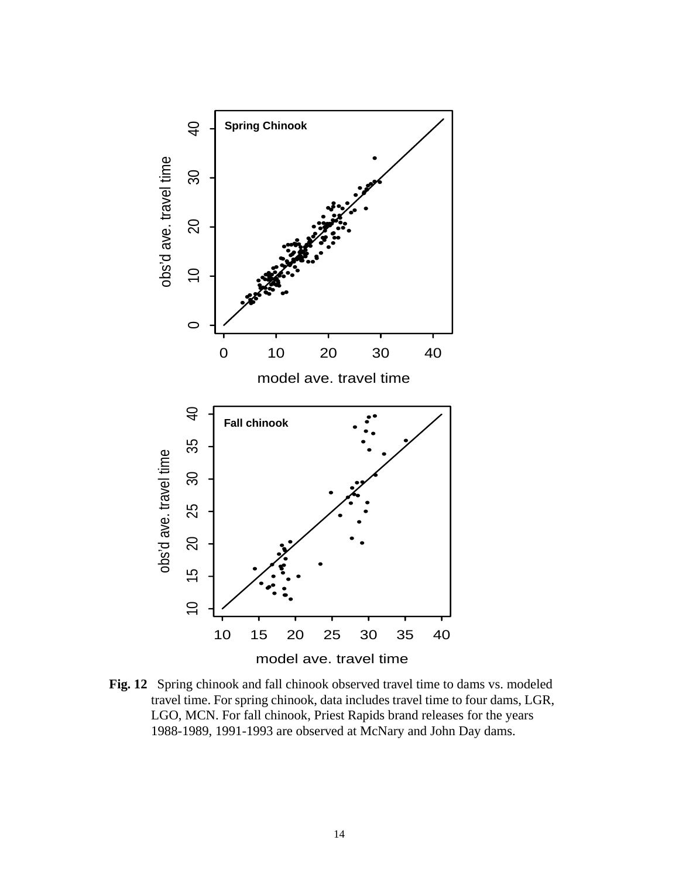**Fig. 12** Spring chinook and fall chinook observed travel time to dams vs. modeled travel time. For spring chinook, data includes travel time to four dams, LGR, LGO, MCN. For fall chinook, Priest Rapids brand releases for the years 1988-1989, 1991-1993 are observed at McNary and John Day dams.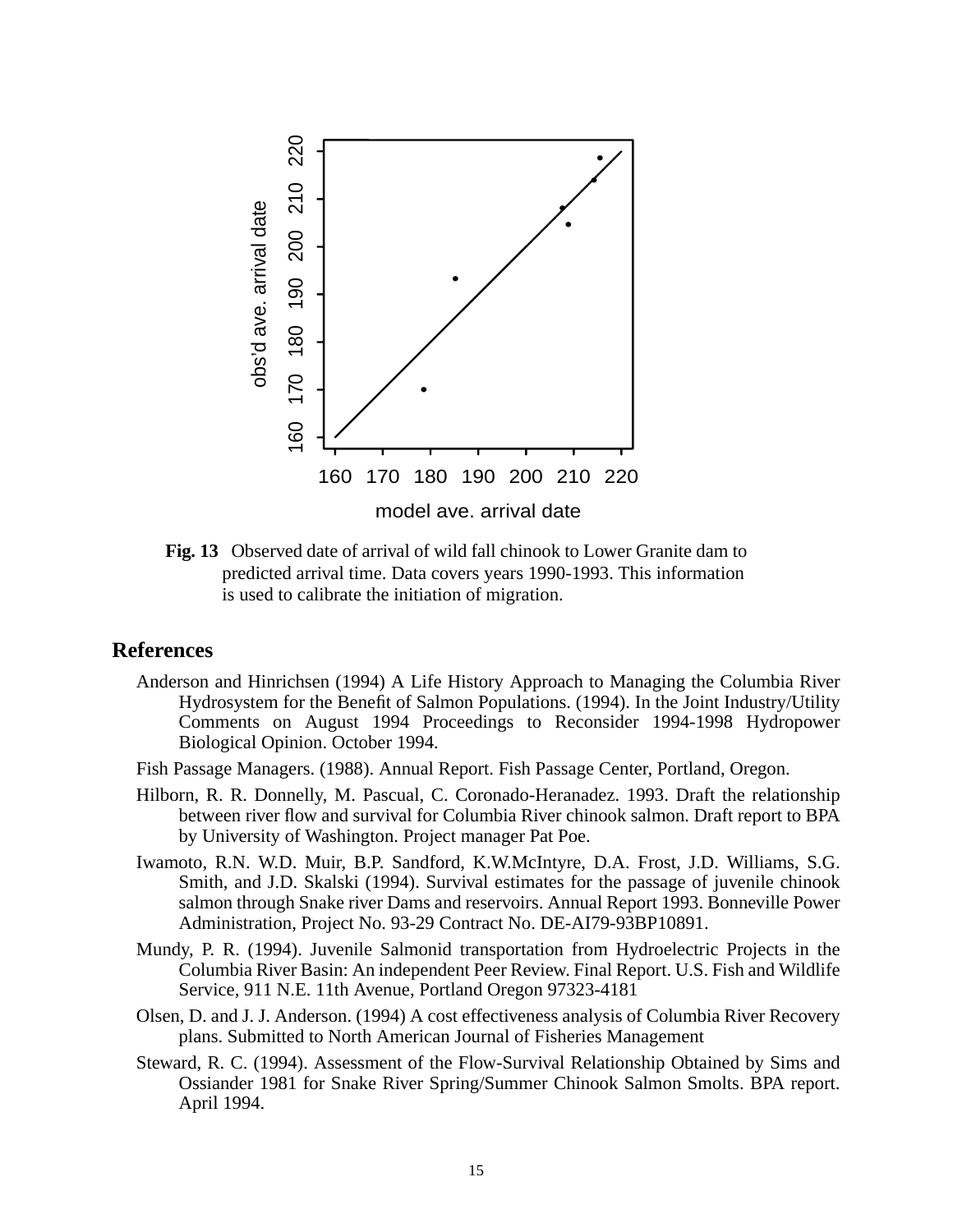obs'd ave. arrival date

160 170 180 190 200 210 220

160 170 180 190 200 210 220

model ave. arrival date

**Fig. 13** Observed date of arrival of wild fall chinook to Lower Granite dam to predicted arrival time. Data covers years 1990-1993. This information is used to calibrate the initiation of migration.

## References

Anderson and Hinrichsen (1994) A Life History Approach to Managing the Columbia River Hydrosystem for the Benefit of Salmon Populations. (1994). In the Joint Industry/Utility Comments on August 1994 Proceedings to Reconsider 1994-1998 Hydropower Biological Opinion. October 1994.

Fish Passage Managers. (1988). Annual Report. Fish Passage Center, Portland, Oregon.

Hilborn, R. R. Donnelly, M. Pascual, C. Coronado-Heranadez. 1993. Draft the relationship between river flow and survival for Columbia River chinook salmon. Draft report to BPA by University of Washington. Project manager Pat Poe.

Iwamoto, R.N. W.D. Muir, B.P. Sandford, K.W.McIntyre, D.A. Frost, J.D. Williams, S.G. Smith, and J.D. Skalski (1994). Survival estimates for the passage of juvenile chinook salmon through Snake river Dams and reservoirs. Annual Report 1993. Bonneville Power Administration, Project No. 93-29 Contract No. DE-AI79-93BP10891.

Mundy, P. R. (1994). Juvenile Salmonid transportation from Hydroelectric Projects in the Columbia River Basin: An independent Peer Review. Final Report. U.S. Fish and Wildlife Service, 911 N.E. 11th Avenue, Portland Oregon 97323-4181

Olsen, D. and J. J. Anderson. (1994) A cost effectiveness analysis of Columbia River Recovery plans. Submitted to North American Journal of Fisheries Management

Steward, R. C. (1994). Assessment of the Flow-Survival Relationship Obtained by Sims and Ossiander 1981 for Snake River Spring/Summer Chinook Salmon Smolts. BPA report. April 1994.